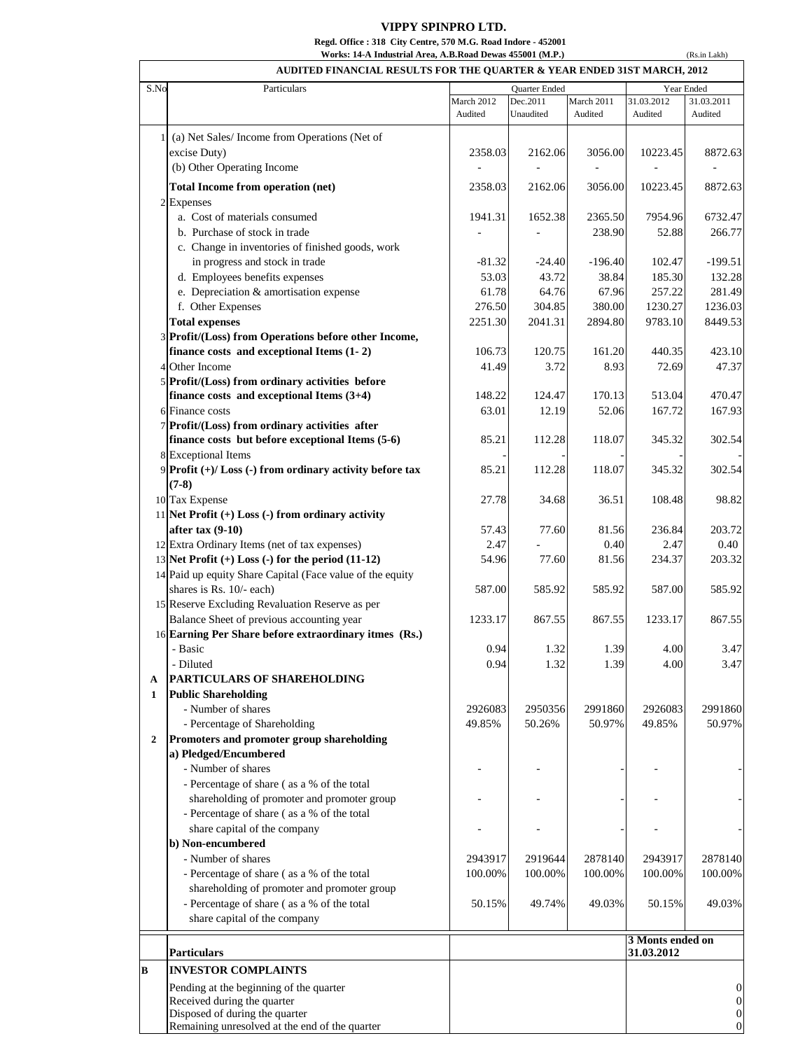# VIPPY SPINPRO LTD.

**Regd. Office : 318 City Centre, 570 M.G. Road Indore - 452001**

**Works: 14-A Industrial Area, A.B.Road Dewas 455001 (M.P.)**

(Rs.in Lakh)

## AUDITED FINANCIAL RESULTS FOR THE QUARTER & YEAR ENDED 31ST MARCH, 2012

| S.No | Particulars | Quarter Ended | | | Year Ended | |
|---|---|---|---|---|---|---|
| | | March 2012 Audited | Dec.2011 Unaudited | March 2011 Audited | 31.03.2012 Audited | 31.03.2011 Audited |
| 1 | (a) Net Sales/ Income from Operations (Net of excise Duty) | 2358.03 | 2162.06 | 3056.00 | 10223.45 | 8872.63 |
| | (b) Other Operating Income | - | - | - | - | - |
| | **Total Income from operation (net)** | 2358.03 | 2162.06 | 3056.00 | 10223.45 | 8872.63 |
| 2 | Expenses | | | | | |
| | a. Cost of materials consumed | 1941.31 | 1652.38 | 2365.50 | 7954.96 | 6732.47 |
| | b. Purchase of stock in trade | - | - | 238.90 | 52.88 | 266.77 |
| | c. Change in inventories of finished goods, work in progress and stock in trade | -81.32 | -24.40 | -196.40 | 102.47 | -199.51 |
| | d. Employees benefits expenses | 53.03 | 43.72 | 38.84 | 185.30 | 132.28 |
| | e. Depreciation & amortisation expense | 61.78 | 64.76 | 67.96 | 257.22 | 281.49 |
| | f. Other Expenses | 276.50 | 304.85 | 380.00 | 1230.27 | 1236.03 |
| | **Total expenses** | 2251.30 | 2041.31 | 2894.80 | 9783.10 | 8449.53 |
| 3 | **Profit/(Loss) from Operations before other Income, finance costs and exceptional Items (1- 2)** | 106.73 | 120.75 | 161.20 | 440.35 | 423.10 |
| 4 | Other Income | 41.49 | 3.72 | 8.93 | 72.69 | 47.37 |
| 5 | **Profit/(Loss) from ordinary activities before finance costs and exceptional Items (3+4)** | 148.22 | 124.47 | 170.13 | 513.04 | 470.47 |
| 6 | Finance costs | 63.01 | 12.19 | 52.06 | 167.72 | 167.93 |
| 7 | **Profit/(Loss) from ordinary activities after finance costs but before exceptional Items (5-6)** | 85.21 | 112.28 | 118.07 | 345.32 | 302.54 |
| 8 | Exceptional Items | - | - | - | - | - |
| 9 | **Profit (+)/ Loss (-) from ordinary activity before tax (7-8)** | 85.21 | 112.28 | 118.07 | 345.32 | 302.54 |
| 10 | Tax Expense | 27.78 | 34.68 | 36.51 | 108.48 | 98.82 |
| 11 | **Net Profit (+) Loss (-) from ordinary activity after tax (9-10)** | 57.43 | 77.60 | 81.56 | 236.84 | 203.72 |
| 12 | Extra Ordinary Items (net of tax expenses) | 2.47 | - | 0.40 | 2.47 | 0.40 |
| 13 | **Net Profit (+) Loss (-) for the period (11-12)** | 54.96 | 77.60 | 81.56 | 234.37 | 203.32 |
| 14 | Paid up equity Share Capital (Face value of the equity shares is Rs. 10/- each) | 587.00 | 585.92 | 585.92 | 587.00 | 585.92 |
| 15 | Reserve Excluding Revaluation Reserve as per Balance Sheet of previous accounting year | 1233.17 | 867.55 | 867.55 | 1233.17 | 867.55 |
| 16 | **Earning Per Share before extraordinary itmes (Rs.)** | | | | | |
| | - Basic | 0.94 | 1.32 | 1.39 | 4.00 | 3.47 |
| | - Diluted | 0.94 | 1.32 | 1.39 | 4.00 | 3.47 |
| **A** | **PARTICULARS OF SHAREHOLDING** | | | | | |
| **1** | **Public Shareholding** | | | | | |
| | - Number of shares | 2926083 | 2950356 | 2991860 | 2926083 | 2991860 |
| | - Percentage of Shareholding | 49.85% | 50.26% | 50.97% | 49.85% | 50.97% |
| **2** | **Promoters and promoter group shareholding** | | | | | |
| | **a) Pledged/Encumbered** | | | | | |
| | - Number of shares | - | - | - | - | - |
| | - Percentage of share ( as a % of the total shareholding of promoter and promoter group | - | - | - | - | - |
| | - Percentage of share ( as a % of the total share capital of the company | - | - | - | - | - |
| | **b) Non-encumbered** | | | | | |
| | - Number of shares | 2943917 | 2919644 | 2878140 | 2943917 | 2878140 |
| | - Percentage of share ( as a % of the total shareholding of promoter and promoter group | 100.00% | 100.00% | 100.00% | 100.00% | 100.00% |
| | - Percentage of share ( as a % of the total share capital of the company | 50.15% | 49.74% | 49.03% | 50.15% | 49.03% |

| | Particulars | 3 Monts ended on 31.03.2012 |
|---|---|---|
| **B** | **INVESTOR COMPLAINTS** | |
| | Pending at the beginning of the quarter | 0 |
| | Received during the quarter | 0 |
| | Disposed of during the quarter | 0 |
| | Remaining unresolved at the end of the quarter | 0 |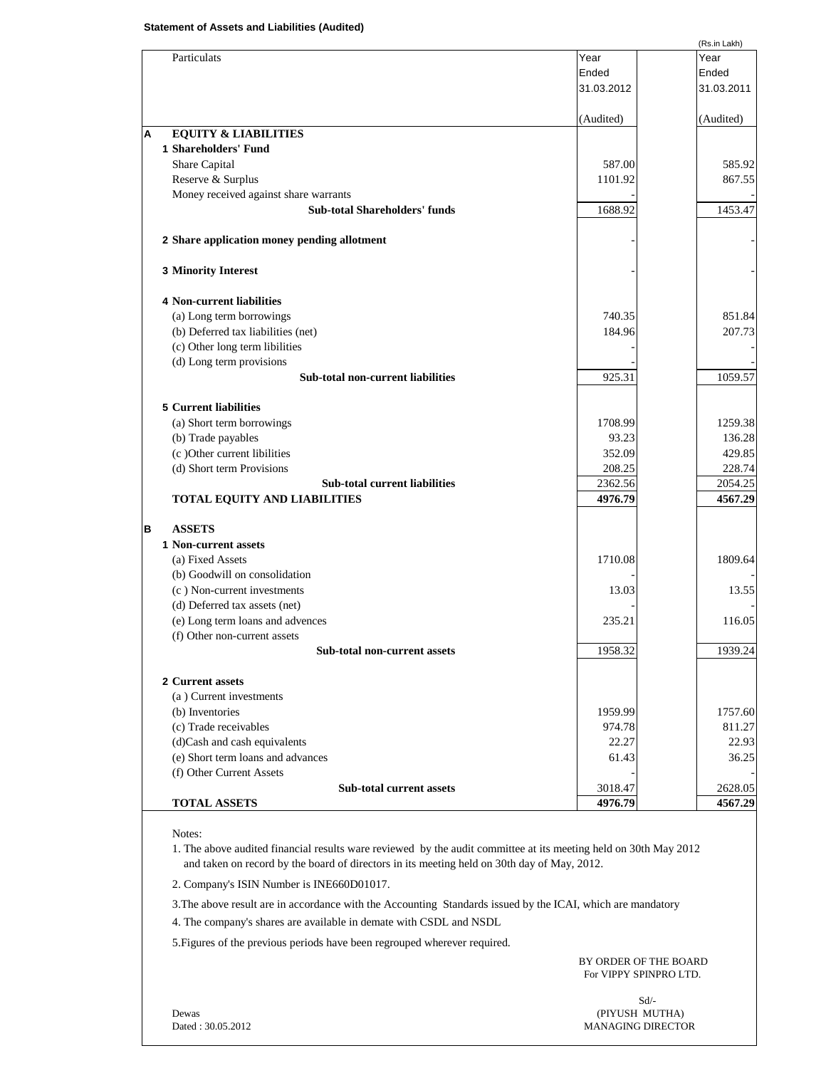**Statement of Assets and Liabilities (Audited)**

(Rs.in Lakh)

| | Particulats | Year Ended 31.03.2012 (Audited) | Year Ended 31.03.2011 (Audited) |
|---|---|---|---|
| **A** | **EQUITY & LIABILITIES** | | |
| | **1 Shareholders' Fund** | | |
| | Share Capital | 587.00 | 585.92 |
| | Reserve & Surplus | 1101.92 | 867.55 |
| | Money received against share warrants | - | - |
| | **Sub-total Shareholders' funds** | 1688.92 | 1453.47 |
| | **2 Share application money pending allotment** | - | - |
| | **3 Minority Interest** | - | - |
| | **4 Non-current liabilities** | | |
| | (a) Long term borrowings | 740.35 | 851.84 |
| | (b) Deferred tax liabilities (net) | 184.96 | 207.73 |
| | (c) Other long term libilities | - | - |
| | (d) Long term provisions | - | - |
| | **Sub-total non-current liabilities** | 925.31 | 1059.57 |
| | **5 Current liabilities** | | |
| | (a) Short term borrowings | 1708.99 | 1259.38 |
| | (b) Trade payables | 93.23 | 136.28 |
| | (c )Other current libilities | 352.09 | 429.85 |
| | (d) Short term Provisions | 208.25 | 228.74 |
| | **Sub-total current liabilities** | 2362.56 | 2054.25 |
| | **TOTAL EQUITY AND LIABILITIES** | **4976.79** | **4567.29** |
| **B** | **ASSETS** | | |
| | **1 Non-current assets** | | |
| | (a) Fixed Assets | 1710.08 | 1809.64 |
| | (b) Goodwill on consolidation | - | - |
| | (c ) Non-current investments | 13.03 | 13.55 |
| | (d) Deferred tax assets (net) | - | - |
| | (e) Long term loans and advences | 235.21 | 116.05 |
| | (f) Other non-current assets | | |
| | **Sub-total non-current assets** | 1958.32 | 1939.24 |
| | **2 Current assets** | | |
| | (a ) Current investments | | |
| | (b) Inventories | 1959.99 | 1757.60 |
| | (c) Trade receivables | 974.78 | 811.27 |
| | (d)Cash and cash equivalents | 22.27 | 22.93 |
| | (e) Short term loans and advances | 61.43 | 36.25 |
| | (f) Other Current Assets | - | - |
| | **Sub-total current assets** | 3018.47 | 2628.05 |
| | **TOTAL ASSETS** | **4976.79** | **4567.29** |

Notes:

1. The above audited financial results ware reviewed by the audit committee at its meeting held on 30th May 2012 and taken on record by the board of directors in its meeting held on 30th day of May, 2012.
2. Company's ISIN Number is INE660D01017.
3. The above result are in accordance with the Accounting Standards issued by the ICAI, which are mandatory
4. The company's shares are available in demate with CSDL and NSDL
5. Figures of the previous periods have been regrouped wherever required.

BY ORDER OF THE BOARD
For VIPPY SPINPRO LTD.

Sd/-
(PIYUSH MUTHA)
MANAGING DIRECTOR

Dewas
Dated : 30.05.2012